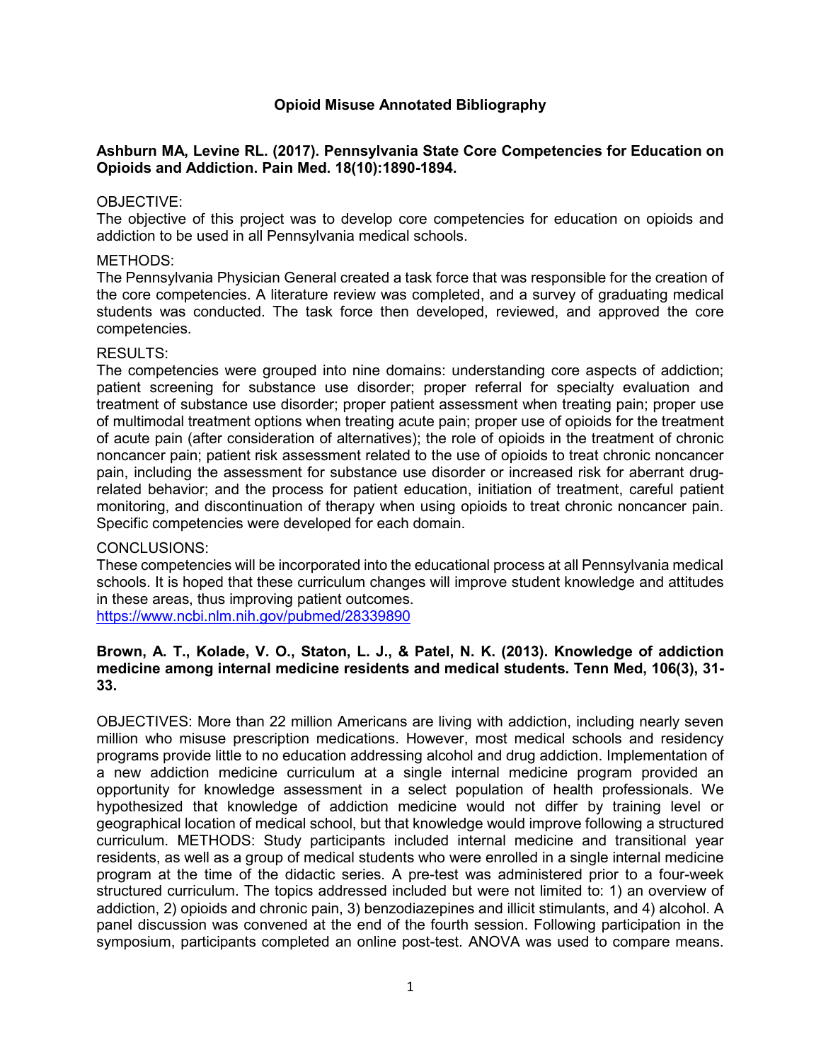# Opioid Misuse Annotated Bibliography

**Ashburn MA, Levine RL. (2017). Pennsylvania State Core Competencies for Education on Opioids and Addiction. Pain Med. 18(10):1890-1894.**

OBJECTIVE:
The objective of this project was to develop core competencies for education on opioids and addiction to be used in all Pennsylvania medical schools.

METHODS:
The Pennsylvania Physician General created a task force that was responsible for the creation of the core competencies. A literature review was completed, and a survey of graduating medical students was conducted. The task force then developed, reviewed, and approved the core competencies.

RESULTS:
The competencies were grouped into nine domains: understanding core aspects of addiction; patient screening for substance use disorder; proper referral for specialty evaluation and treatment of substance use disorder; proper patient assessment when treating pain; proper use of multimodal treatment options when treating acute pain; proper use of opioids for the treatment of acute pain (after consideration of alternatives); the role of opioids in the treatment of chronic noncancer pain; patient risk assessment related to the use of opioids to treat chronic noncancer pain, including the assessment for substance use disorder or increased risk for aberrant drug-related behavior; and the process for patient education, initiation of treatment, careful patient monitoring, and discontinuation of therapy when using opioids to treat chronic noncancer pain. Specific competencies were developed for each domain.

CONCLUSIONS:
These competencies will be incorporated into the educational process at all Pennsylvania medical schools. It is hoped that these curriculum changes will improve student knowledge and attitudes in these areas, thus improving patient outcomes.
https://www.ncbi.nlm.nih.gov/pubmed/28339890

**Brown, A. T., Kolade, V. O., Staton, L. J., & Patel, N. K. (2013). Knowledge of addiction medicine among internal medicine residents and medical students. Tenn Med, 106(3), 31-33.**

OBJECTIVES: More than 22 million Americans are living with addiction, including nearly seven million who misuse prescription medications. However, most medical schools and residency programs provide little to no education addressing alcohol and drug addiction. Implementation of a new addiction medicine curriculum at a single internal medicine program provided an opportunity for knowledge assessment in a select population of health professionals. We hypothesized that knowledge of addiction medicine would not differ by training level or geographical location of medical school, but that knowledge would improve following a structured curriculum. METHODS: Study participants included internal medicine and transitional year residents, as well as a group of medical students who were enrolled in a single internal medicine program at the time of the didactic series. A pre-test was administered prior to a four-week structured curriculum. The topics addressed included but were not limited to: 1) an overview of addiction, 2) opioids and chronic pain, 3) benzodiazepines and illicit stimulants, and 4) alcohol. A panel discussion was convened at the end of the fourth session. Following participation in the symposium, participants completed an online post-test. ANOVA was used to compare means.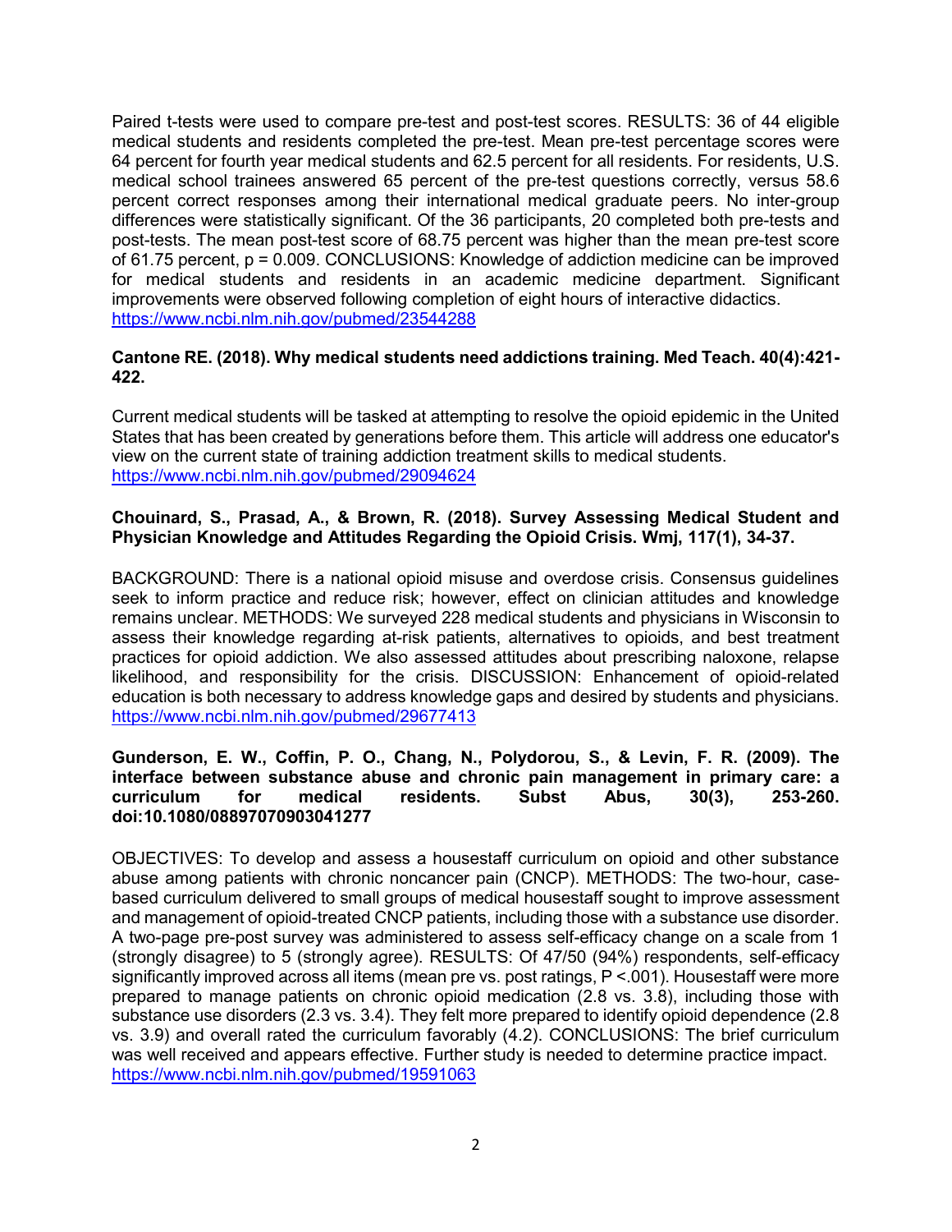Paired t-tests were used to compare pre-test and post-test scores. RESULTS: 36 of 44 eligible medical students and residents completed the pre-test. Mean pre-test percentage scores were 64 percent for fourth year medical students and 62.5 percent for all residents. For residents, U.S. medical school trainees answered 65 percent of the pre-test questions correctly, versus 58.6 percent correct responses among their international medical graduate peers. No inter-group differences were statistically significant. Of the 36 participants, 20 completed both pre-tests and post-tests. The mean post-test score of 68.75 percent was higher than the mean pre-test score of 61.75 percent, $p = 0.009$. CONCLUSIONS: Knowledge of addiction medicine can be improved for medical students and residents in an academic medicine department. Significant improvements were observed following completion of eight hours of interactive didactics. https://www.ncbi.nlm.nih.gov/pubmed/23544288

**Cantone RE. (2018). Why medical students need addictions training. Med Teach. 40(4):421-422.**

Current medical students will be tasked at attempting to resolve the opioid epidemic in the United States that has been created by generations before them. This article will address one educator's view on the current state of training addiction treatment skills to medical students. https://www.ncbi.nlm.nih.gov/pubmed/29094624

**Chouinard, S., Prasad, A., & Brown, R. (2018). Survey Assessing Medical Student and Physician Knowledge and Attitudes Regarding the Opioid Crisis. Wmj, 117(1), 34-37.**

BACKGROUND: There is a national opioid misuse and overdose crisis. Consensus guidelines seek to inform practice and reduce risk; however, effect on clinician attitudes and knowledge remains unclear. METHODS: We surveyed 228 medical students and physicians in Wisconsin to assess their knowledge regarding at-risk patients, alternatives to opioids, and best treatment practices for opioid addiction. We also assessed attitudes about prescribing naloxone, relapse likelihood, and responsibility for the crisis. DISCUSSION: Enhancement of opioid-related education is both necessary to address knowledge gaps and desired by students and physicians. https://www.ncbi.nlm.nih.gov/pubmed/29677413

**Gunderson, E. W., Coffin, P. O., Chang, N., Polydorou, S., & Levin, F. R. (2009). The interface between substance abuse and chronic pain management in primary care: a curriculum for medical residents. Subst Abus, 30(3), 253-260. doi:10.1080/08897070903041277**

OBJECTIVES: To develop and assess a housestaff curriculum on opioid and other substance abuse among patients with chronic noncancer pain (CNCP). METHODS: The two-hour, case-based curriculum delivered to small groups of medical housestaff sought to improve assessment and management of opioid-treated CNCP patients, including those with a substance use disorder. A two-page pre-post survey was administered to assess self-efficacy change on a scale from 1 (strongly disagree) to 5 (strongly agree). RESULTS: Of 47/50 (94%) respondents, self-efficacy significantly improved across all items (mean pre vs. post ratings, $P < .001$). Housestaff were more prepared to manage patients on chronic opioid medication (2.8 vs. 3.8), including those with substance use disorders (2.3 vs. 3.4). They felt more prepared to identify opioid dependence (2.8 vs. 3.9) and overall rated the curriculum favorably (4.2). CONCLUSIONS: The brief curriculum was well received and appears effective. Further study is needed to determine practice impact. https://www.ncbi.nlm.nih.gov/pubmed/19591063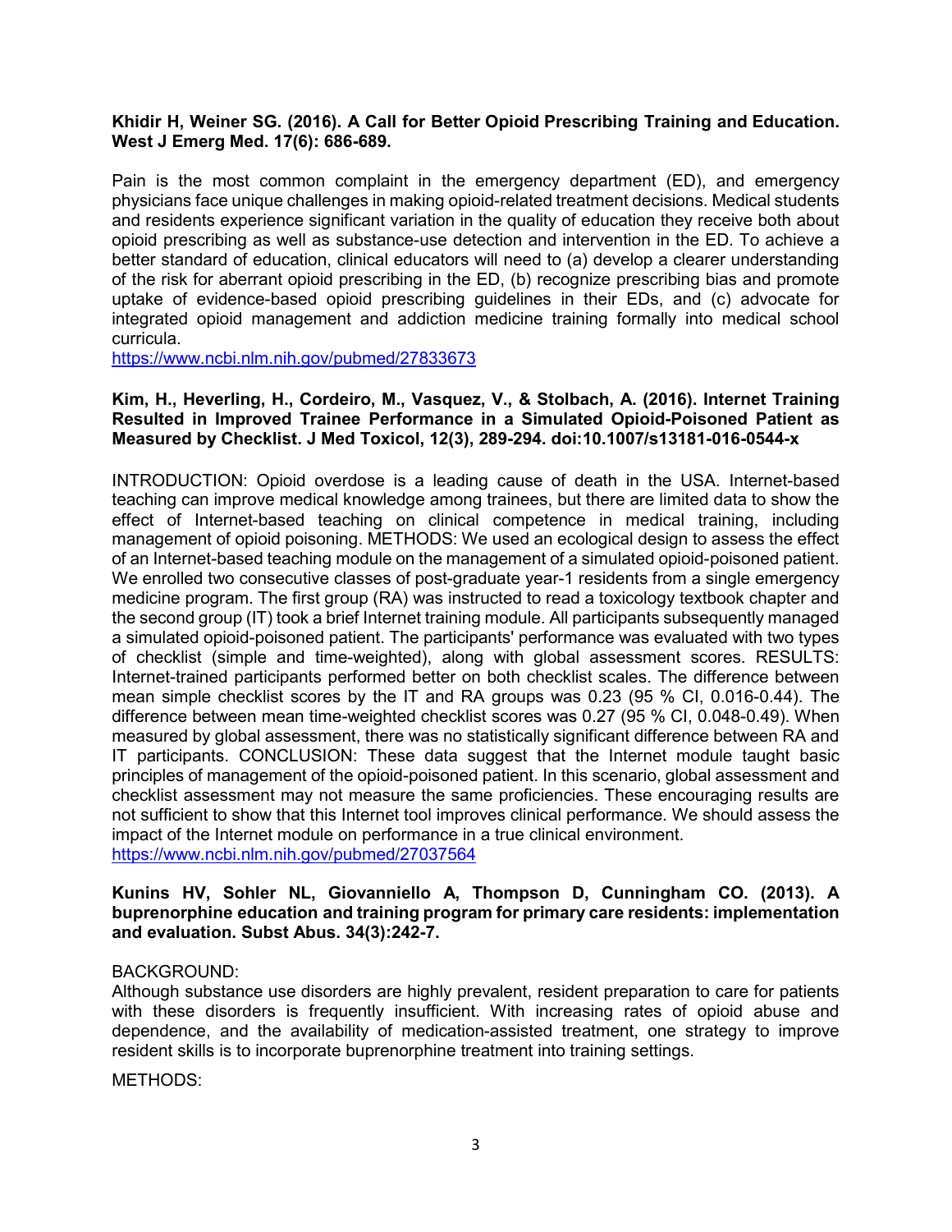**Khidir H, Weiner SG. (2016). A Call for Better Opioid Prescribing Training and Education. West J Emerg Med. 17(6): 686-689.**

Pain is the most common complaint in the emergency department (ED), and emergency physicians face unique challenges in making opioid-related treatment decisions. Medical students and residents experience significant variation in the quality of education they receive both about opioid prescribing as well as substance-use detection and intervention in the ED. To achieve a better standard of education, clinical educators will need to (a) develop a clearer understanding of the risk for aberrant opioid prescribing in the ED, (b) recognize prescribing bias and promote uptake of evidence-based opioid prescribing guidelines in their EDs, and (c) advocate for integrated opioid management and addiction medicine training formally into medical school curricula.
https://www.ncbi.nlm.nih.gov/pubmed/27833673

**Kim, H., Heverling, H., Cordeiro, M., Vasquez, V., & Stolbach, A. (2016). Internet Training Resulted in Improved Trainee Performance in a Simulated Opioid-Poisoned Patient as Measured by Checklist. J Med Toxicol, 12(3), 289-294. doi:10.1007/s13181-016-0544-x**

INTRODUCTION: Opioid overdose is a leading cause of death in the USA. Internet-based teaching can improve medical knowledge among trainees, but there are limited data to show the effect of Internet-based teaching on clinical competence in medical training, including management of opioid poisoning. METHODS: We used an ecological design to assess the effect of an Internet-based teaching module on the management of a simulated opioid-poisoned patient. We enrolled two consecutive classes of post-graduate year-1 residents from a single emergency medicine program. The first group (RA) was instructed to read a toxicology textbook chapter and the second group (IT) took a brief Internet training module. All participants subsequently managed a simulated opioid-poisoned patient. The participants' performance was evaluated with two types of checklist (simple and time-weighted), along with global assessment scores. RESULTS: Internet-trained participants performed better on both checklist scales. The difference between mean simple checklist scores by the IT and RA groups was 0.23 (95 % CI, 0.016-0.44). The difference between mean time-weighted checklist scores was 0.27 (95 % CI, 0.048-0.49). When measured by global assessment, there was no statistically significant difference between RA and IT participants. CONCLUSION: These data suggest that the Internet module taught basic principles of management of the opioid-poisoned patient. In this scenario, global assessment and checklist assessment may not measure the same proficiencies. These encouraging results are not sufficient to show that this Internet tool improves clinical performance. We should assess the impact of the Internet module on performance in a true clinical environment.
https://www.ncbi.nlm.nih.gov/pubmed/27037564

**Kunins HV, Sohler NL, Giovanniello A, Thompson D, Cunningham CO. (2013). A buprenorphine education and training program for primary care residents: implementation and evaluation. Subst Abus. 34(3):242-7.**

BACKGROUND:
Although substance use disorders are highly prevalent, resident preparation to care for patients with these disorders is frequently insufficient. With increasing rates of opioid abuse and dependence, and the availability of medication-assisted treatment, one strategy to improve resident skills is to incorporate buprenorphine treatment into training settings.

METHODS: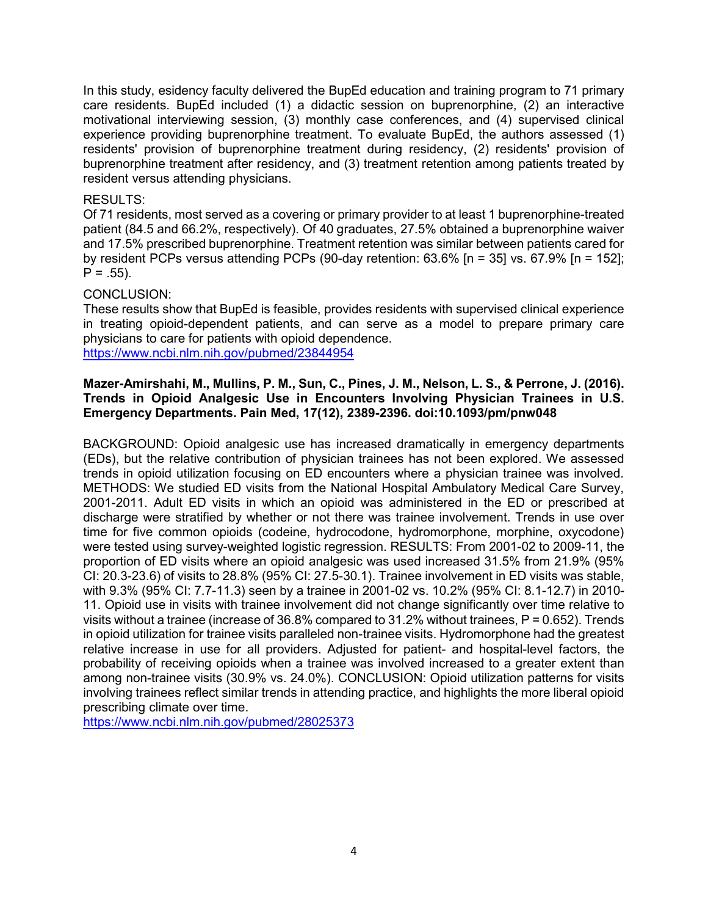In this study, esidency faculty delivered the BupEd education and training program to 71 primary care residents. BupEd included (1) a didactic session on buprenorphine, (2) an interactive motivational interviewing session, (3) monthly case conferences, and (4) supervised clinical experience providing buprenorphine treatment. To evaluate BupEd, the authors assessed (1) residents' provision of buprenorphine treatment during residency, (2) residents' provision of buprenorphine treatment after residency, and (3) treatment retention among patients treated by resident versus attending physicians.

RESULTS:

Of 71 residents, most served as a covering or primary provider to at least 1 buprenorphine-treated patient (84.5 and 66.2%, respectively). Of 40 graduates, 27.5% obtained a buprenorphine waiver and 17.5% prescribed buprenorphine. Treatment retention was similar between patients cared for by resident PCPs versus attending PCPs (90-day retention: 63.6% [n = 35] vs. 67.9% [n = 152]; P = .55).

CONCLUSION:

These results show that BupEd is feasible, provides residents with supervised clinical experience in treating opioid-dependent patients, and can serve as a model to prepare primary care physicians to care for patients with opioid dependence.
https://www.ncbi.nlm.nih.gov/pubmed/23844954

**Mazer-Amirshahi, M., Mullins, P. M., Sun, C., Pines, J. M., Nelson, L. S., & Perrone, J. (2016). Trends in Opioid Analgesic Use in Encounters Involving Physician Trainees in U.S. Emergency Departments. Pain Med, 17(12), 2389-2396. doi:10.1093/pm/pnw048**

BACKGROUND: Opioid analgesic use has increased dramatically in emergency departments (EDs), but the relative contribution of physician trainees has not been explored. We assessed trends in opioid utilization focusing on ED encounters where a physician trainee was involved. METHODS: We studied ED visits from the National Hospital Ambulatory Medical Care Survey, 2001-2011. Adult ED visits in which an opioid was administered in the ED or prescribed at discharge were stratified by whether or not there was trainee involvement. Trends in use over time for five common opioids (codeine, hydrocodone, hydromorphone, morphine, oxycodone) were tested using survey-weighted logistic regression. RESULTS: From 2001-02 to 2009-11, the proportion of ED visits where an opioid analgesic was used increased 31.5% from 21.9% (95% CI: 20.3-23.6) of visits to 28.8% (95% CI: 27.5-30.1). Trainee involvement in ED visits was stable, with 9.3% (95% CI: 7.7-11.3) seen by a trainee in 2001-02 vs. 10.2% (95% CI: 8.1-12.7) in 2010-11. Opioid use in visits with trainee involvement did not change significantly over time relative to visits without a trainee (increase of 36.8% compared to 31.2% without trainees, P = 0.652). Trends in opioid utilization for trainee visits paralleled non-trainee visits. Hydromorphone had the greatest relative increase in use for all providers. Adjusted for patient- and hospital-level factors, the probability of receiving opioids when a trainee was involved increased to a greater extent than among non-trainee visits (30.9% vs. 24.0%). CONCLUSION: Opioid utilization patterns for visits involving trainees reflect similar trends in attending practice, and highlights the more liberal opioid prescribing climate over time.
https://www.ncbi.nlm.nih.gov/pubmed/28025373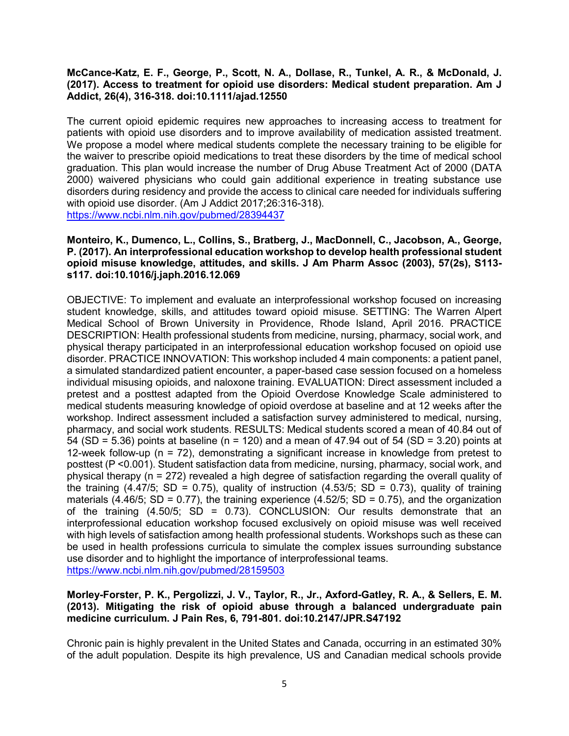**McCance-Katz, E. F., George, P., Scott, N. A., Dollase, R., Tunkel, A. R., & McDonald, J. (2017). Access to treatment for opioid use disorders: Medical student preparation. Am J Addict, 26(4), 316-318. doi:10.1111/ajad.12550**

The current opioid epidemic requires new approaches to increasing access to treatment for patients with opioid use disorders and to improve availability of medication assisted treatment. We propose a model where medical students complete the necessary training to be eligible for the waiver to prescribe opioid medications to treat these disorders by the time of medical school graduation. This plan would increase the number of Drug Abuse Treatment Act of 2000 (DATA 2000) waivered physicians who could gain additional experience in treating substance use disorders during residency and provide the access to clinical care needed for individuals suffering with opioid use disorder. (Am J Addict 2017;26:316-318).
https://www.ncbi.nlm.nih.gov/pubmed/28394437

**Monteiro, K., Dumenco, L., Collins, S., Bratberg, J., MacDonnell, C., Jacobson, A., George, P. (2017). An interprofessional education workshop to develop health professional student opioid misuse knowledge, attitudes, and skills. J Am Pharm Assoc (2003), 57(2s), S113-s117. doi:10.1016/j.japh.2016.12.069**

OBJECTIVE: To implement and evaluate an interprofessional workshop focused on increasing student knowledge, skills, and attitudes toward opioid misuse. SETTING: The Warren Alpert Medical School of Brown University in Providence, Rhode Island, April 2016. PRACTICE DESCRIPTION: Health professional students from medicine, nursing, pharmacy, social work, and physical therapy participated in an interprofessional education workshop focused on opioid use disorder. PRACTICE INNOVATION: This workshop included 4 main components: a patient panel, a simulated standardized patient encounter, a paper-based case session focused on a homeless individual misusing opioids, and naloxone training. EVALUATION: Direct assessment included a pretest and a posttest adapted from the Opioid Overdose Knowledge Scale administered to medical students measuring knowledge of opioid overdose at baseline and at 12 weeks after the workshop. Indirect assessment included a satisfaction survey administered to medical, nursing, pharmacy, and social work students. RESULTS: Medical students scored a mean of 40.84 out of 54 (SD = 5.36) points at baseline (n = 120) and a mean of 47.94 out of 54 (SD = 3.20) points at 12-week follow-up (n = 72), demonstrating a significant increase in knowledge from pretest to posttest (P <0.001). Student satisfaction data from medicine, nursing, pharmacy, social work, and physical therapy (n = 272) revealed a high degree of satisfaction regarding the overall quality of the training (4.47/5; SD = 0.75), quality of instruction (4.53/5; SD = 0.73), quality of training materials (4.46/5; SD = 0.77), the training experience (4.52/5; SD = 0.75), and the organization of the training (4.50/5; SD = 0.73). CONCLUSION: Our results demonstrate that an interprofessional education workshop focused exclusively on opioid misuse was well received with high levels of satisfaction among health professional students. Workshops such as these can be used in health professions curricula to simulate the complex issues surrounding substance use disorder and to highlight the importance of interprofessional teams.
https://www.ncbi.nlm.nih.gov/pubmed/28159503

**Morley-Forster, P. K., Pergolizzi, J. V., Taylor, R., Jr., Axford-Gatley, R. A., & Sellers, E. M. (2013). Mitigating the risk of opioid abuse through a balanced undergraduate pain medicine curriculum. J Pain Res, 6, 791-801. doi:10.2147/JPR.S47192**

Chronic pain is highly prevalent in the United States and Canada, occurring in an estimated 30% of the adult population. Despite its high prevalence, US and Canadian medical schools provide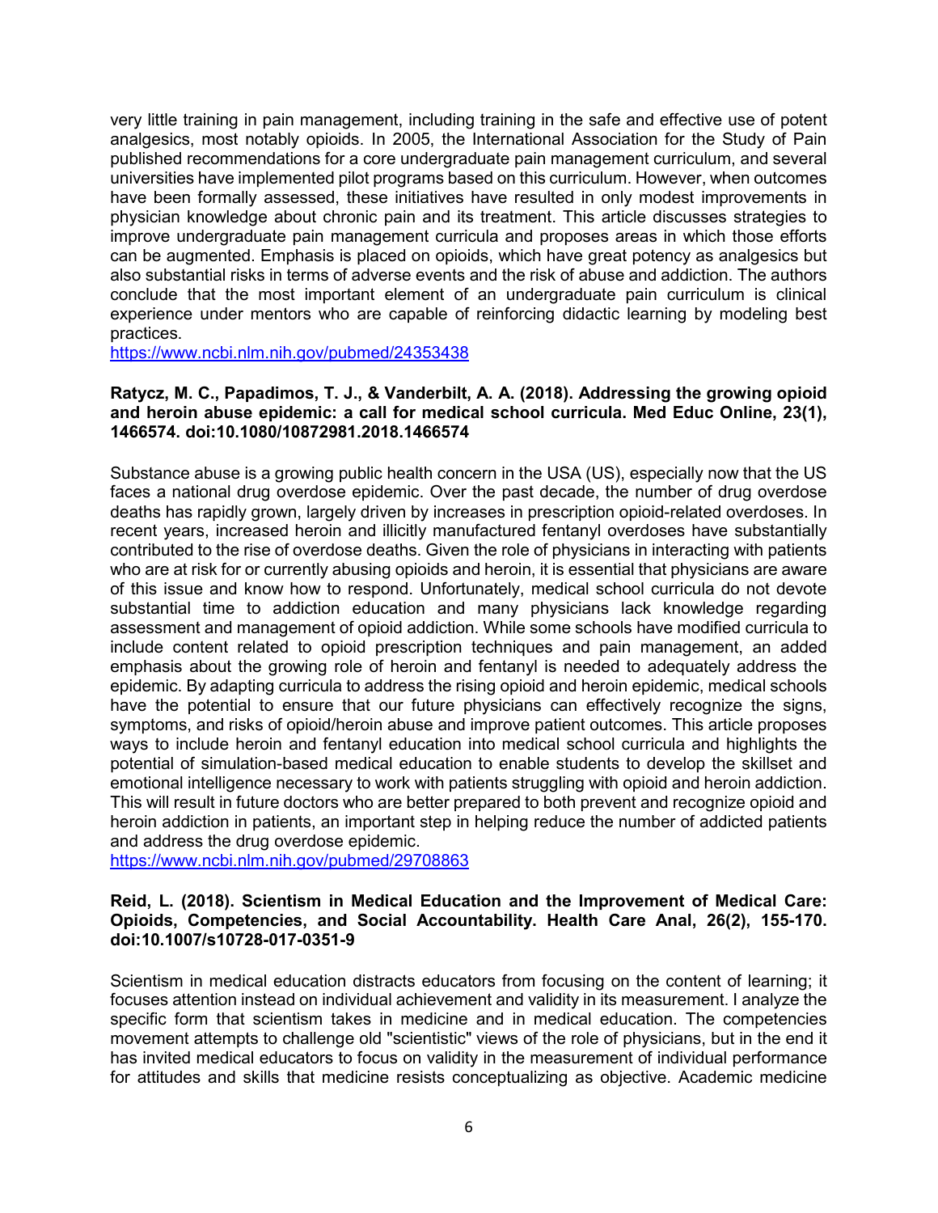very little training in pain management, including training in the safe and effective use of potent analgesics, most notably opioids. In 2005, the International Association for the Study of Pain published recommendations for a core undergraduate pain management curriculum, and several universities have implemented pilot programs based on this curriculum. However, when outcomes have been formally assessed, these initiatives have resulted in only modest improvements in physician knowledge about chronic pain and its treatment. This article discusses strategies to improve undergraduate pain management curricula and proposes areas in which those efforts can be augmented. Emphasis is placed on opioids, which have great potency as analgesics but also substantial risks in terms of adverse events and the risk of abuse and addiction. The authors conclude that the most important element of an undergraduate pain curriculum is clinical experience under mentors who are capable of reinforcing didactic learning by modeling best practices.
https://www.ncbi.nlm.nih.gov/pubmed/24353438

**Ratycz, M. C., Papadimos, T. J., & Vanderbilt, A. A. (2018). Addressing the growing opioid and heroin abuse epidemic: a call for medical school curricula. Med Educ Online, 23(1), 1466574. doi:10.1080/10872981.2018.1466574**

Substance abuse is a growing public health concern in the USA (US), especially now that the US faces a national drug overdose epidemic. Over the past decade, the number of drug overdose deaths has rapidly grown, largely driven by increases in prescription opioid-related overdoses. In recent years, increased heroin and illicitly manufactured fentanyl overdoses have substantially contributed to the rise of overdose deaths. Given the role of physicians in interacting with patients who are at risk for or currently abusing opioids and heroin, it is essential that physicians are aware of this issue and know how to respond. Unfortunately, medical school curricula do not devote substantial time to addiction education and many physicians lack knowledge regarding assessment and management of opioid addiction. While some schools have modified curricula to include content related to opioid prescription techniques and pain management, an added emphasis about the growing role of heroin and fentanyl is needed to adequately address the epidemic. By adapting curricula to address the rising opioid and heroin epidemic, medical schools have the potential to ensure that our future physicians can effectively recognize the signs, symptoms, and risks of opioid/heroin abuse and improve patient outcomes. This article proposes ways to include heroin and fentanyl education into medical school curricula and highlights the potential of simulation-based medical education to enable students to develop the skillset and emotional intelligence necessary to work with patients struggling with opioid and heroin addiction. This will result in future doctors who are better prepared to both prevent and recognize opioid and heroin addiction in patients, an important step in helping reduce the number of addicted patients and address the drug overdose epidemic.
https://www.ncbi.nlm.nih.gov/pubmed/29708863

**Reid, L. (2018). Scientism in Medical Education and the Improvement of Medical Care: Opioids, Competencies, and Social Accountability. Health Care Anal, 26(2), 155-170. doi:10.1007/s10728-017-0351-9**

Scientism in medical education distracts educators from focusing on the content of learning; it focuses attention instead on individual achievement and validity in its measurement. I analyze the specific form that scientism takes in medicine and in medical education. The competencies movement attempts to challenge old "scientistic" views of the role of physicians, but in the end it has invited medical educators to focus on validity in the measurement of individual performance for attitudes and skills that medicine resists conceptualizing as objective. Academic medicine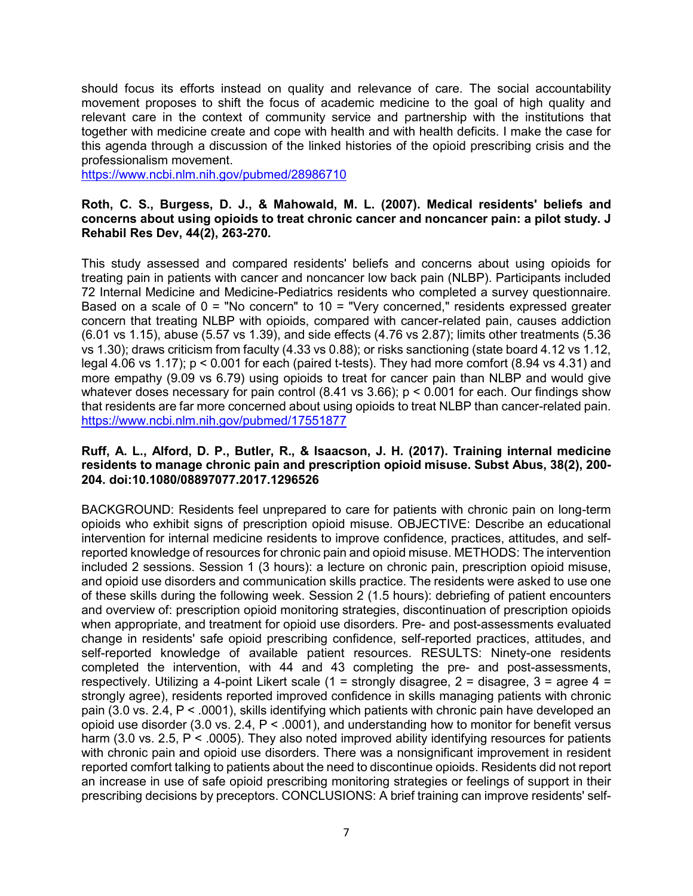should focus its efforts instead on quality and relevance of care. The social accountability movement proposes to shift the focus of academic medicine to the goal of high quality and relevant care in the context of community service and partnership with the institutions that together with medicine create and cope with health and with health deficits. I make the case for this agenda through a discussion of the linked histories of the opioid prescribing crisis and the professionalism movement.
https://www.ncbi.nlm.nih.gov/pubmed/28986710

**Roth, C. S., Burgess, D. J., & Mahowald, M. L. (2007). Medical residents' beliefs and concerns about using opioids to treat chronic cancer and noncancer pain: a pilot study. J Rehabil Res Dev, 44(2), 263-270.**

This study assessed and compared residents' beliefs and concerns about using opioids for treating pain in patients with cancer and noncancer low back pain (NLBP). Participants included 72 Internal Medicine and Medicine-Pediatrics residents who completed a survey questionnaire. Based on a scale of 0 = "No concern" to 10 = "Very concerned," residents expressed greater concern that treating NLBP with opioids, compared with cancer-related pain, causes addiction (6.01 vs 1.15), abuse (5.57 vs 1.39), and side effects (4.76 vs 2.87); limits other treatments (5.36 vs 1.30); draws criticism from faculty (4.33 vs 0.88); or risks sanctioning (state board 4.12 vs 1.12, legal 4.06 vs 1.17); $p < 0.001$ for each (paired t-tests). They had more comfort (8.94 vs 4.31) and more empathy (9.09 vs 6.79) using opioids to treat for cancer pain than NLBP and would give whatever doses necessary for pain control (8.41 vs 3.66); $p < 0.001$ for each. Our findings show that residents are far more concerned about using opioids to treat NLBP than cancer-related pain.
https://www.ncbi.nlm.nih.gov/pubmed/17551877

**Ruff, A. L., Alford, D. P., Butler, R., & Isaacson, J. H. (2017). Training internal medicine residents to manage chronic pain and prescription opioid misuse. Subst Abus, 38(2), 200-204. doi:10.1080/08897077.2017.1296526**

BACKGROUND: Residents feel unprepared to care for patients with chronic pain on long-term opioids who exhibit signs of prescription opioid misuse. OBJECTIVE: Describe an educational intervention for internal medicine residents to improve confidence, practices, attitudes, and self-reported knowledge of resources for chronic pain and opioid misuse. METHODS: The intervention included 2 sessions. Session 1 (3 hours): a lecture on chronic pain, prescription opioid misuse, and opioid use disorders and communication skills practice. The residents were asked to use one of these skills during the following week. Session 2 (1.5 hours): debriefing of patient encounters and overview of: prescription opioid monitoring strategies, discontinuation of prescription opioids when appropriate, and treatment for opioid use disorders. Pre- and post-assessments evaluated change in residents' safe opioid prescribing confidence, self-reported practices, attitudes, and self-reported knowledge of available patient resources. RESULTS: Ninety-one residents completed the intervention, with 44 and 43 completing the pre- and post-assessments, respectively. Utilizing a 4-point Likert scale (1 = strongly disagree, 2 = disagree, 3 = agree 4 = strongly agree), residents reported improved confidence in skills managing patients with chronic pain (3.0 vs. 2.4, $P < .0001$), skills identifying which patients with chronic pain have developed an opioid use disorder (3.0 vs. 2.4, $P < .0001$), and understanding how to monitor for benefit versus harm (3.0 vs. 2.5, $P < .0005$). They also noted improved ability identifying resources for patients with chronic pain and opioid use disorders. There was a nonsignificant improvement in resident reported comfort talking to patients about the need to discontinue opioids. Residents did not report an increase in use of safe opioid prescribing monitoring strategies or feelings of support in their prescribing decisions by preceptors. CONCLUSIONS: A brief training can improve residents' self-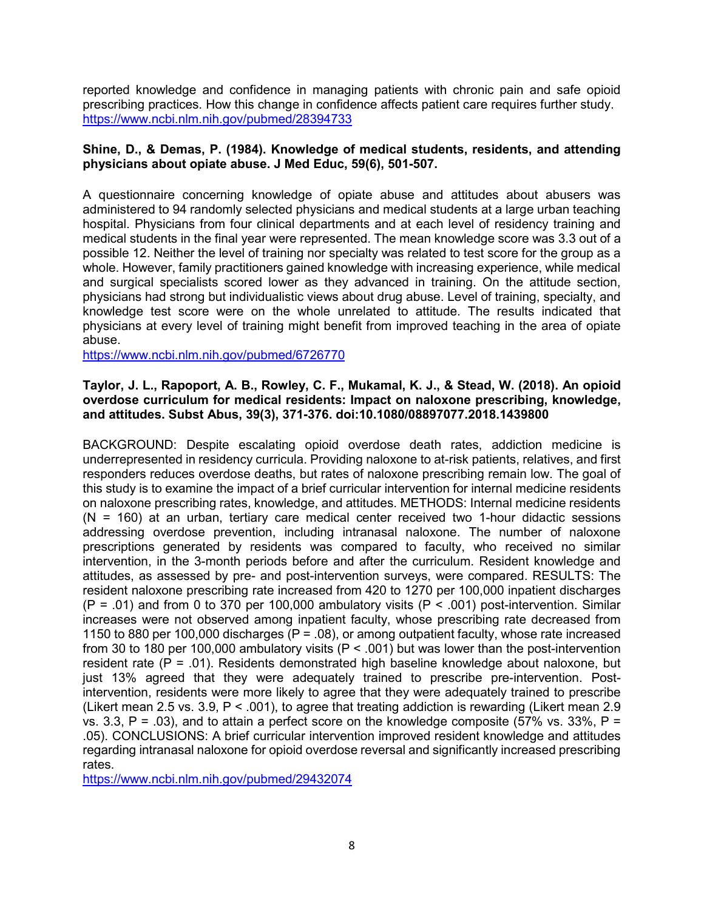reported knowledge and confidence in managing patients with chronic pain and safe opioid prescribing practices. How this change in confidence affects patient care requires further study.
https://www.ncbi.nlm.nih.gov/pubmed/28394733

**Shine, D., & Demas, P. (1984). Knowledge of medical students, residents, and attending physicians about opiate abuse. J Med Educ, 59(6), 501-507.**

A questionnaire concerning knowledge of opiate abuse and attitudes about abusers was administered to 94 randomly selected physicians and medical students at a large urban teaching hospital. Physicians from four clinical departments and at each level of residency training and medical students in the final year were represented. The mean knowledge score was 3.3 out of a possible 12. Neither the level of training nor specialty was related to test score for the group as a whole. However, family practitioners gained knowledge with increasing experience, while medical and surgical specialists scored lower as they advanced in training. On the attitude section, physicians had strong but individualistic views about drug abuse. Level of training, specialty, and knowledge test score were on the whole unrelated to attitude. The results indicated that physicians at every level of training might benefit from improved teaching in the area of opiate abuse.
https://www.ncbi.nlm.nih.gov/pubmed/6726770

**Taylor, J. L., Rapoport, A. B., Rowley, C. F., Mukamal, K. J., & Stead, W. (2018). An opioid overdose curriculum for medical residents: Impact on naloxone prescribing, knowledge, and attitudes. Subst Abus, 39(3), 371-376. doi:10.1080/08897077.2018.1439800**

BACKGROUND: Despite escalating opioid overdose death rates, addiction medicine is underrepresented in residency curricula. Providing naloxone to at-risk patients, relatives, and first responders reduces overdose deaths, but rates of naloxone prescribing remain low. The goal of this study is to examine the impact of a brief curricular intervention for internal medicine residents on naloxone prescribing rates, knowledge, and attitudes. METHODS: Internal medicine residents ($N = 160$) at an urban, tertiary care medical center received two 1-hour didactic sessions addressing overdose prevention, including intranasal naloxone. The number of naloxone prescriptions generated by residents was compared to faculty, who received no similar intervention, in the 3-month periods before and after the curriculum. Resident knowledge and attitudes, as assessed by pre- and post-intervention surveys, were compared. RESULTS: The resident naloxone prescribing rate increased from 420 to 1270 per 100,000 inpatient discharges ($P = .01$) and from 0 to 370 per 100,000 ambulatory visits ($P < .001$) post-intervention. Similar increases were not observed among inpatient faculty, whose prescribing rate decreased from 1150 to 880 per 100,000 discharges ($P = .08$), or among outpatient faculty, whose rate increased from 30 to 180 per 100,000 ambulatory visits ($P < .001$) but was lower than the post-intervention resident rate ($P = .01$). Residents demonstrated high baseline knowledge about naloxone, but just 13% agreed that they were adequately trained to prescribe pre-intervention. Post-intervention, residents were more likely to agree that they were adequately trained to prescribe (Likert mean 2.5 vs. 3.9, $P < .001$), to agree that treating addiction is rewarding (Likert mean 2.9 vs. 3.3, $P = .03$), and to attain a perfect score on the knowledge composite (57% vs. 33%, $P = .05$). CONCLUSIONS: A brief curricular intervention improved resident knowledge and attitudes regarding intranasal naloxone for opioid overdose reversal and significantly increased prescribing rates.
https://www.ncbi.nlm.nih.gov/pubmed/29432074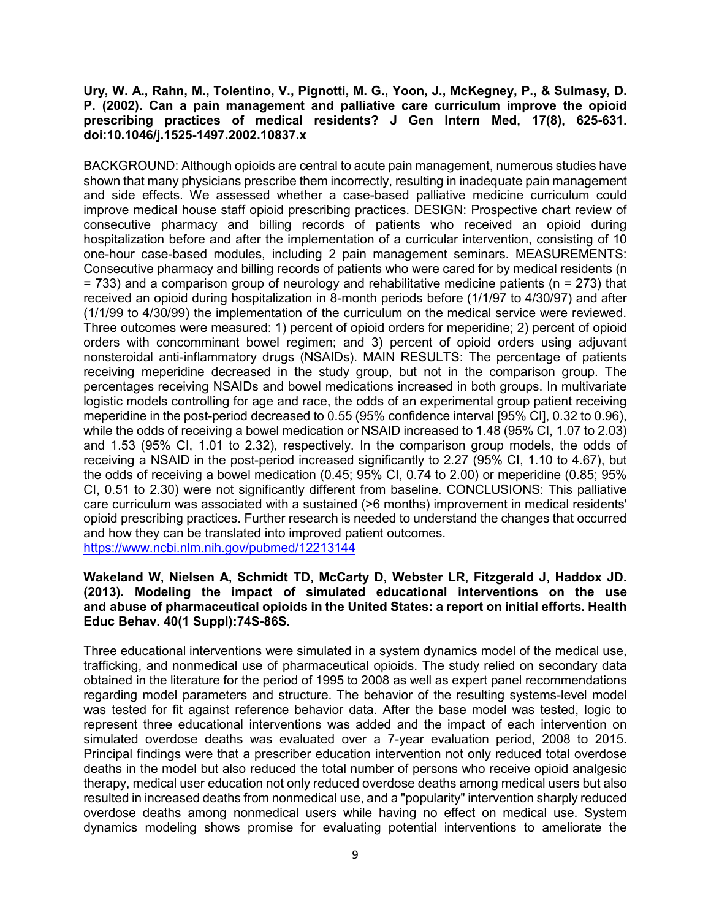**Ury, W. A., Rahn, M., Tolentino, V., Pignotti, M. G., Yoon, J., McKegney, P., & Sulmasy, D. P. (2002). Can a pain management and palliative care curriculum improve the opioid prescribing practices of medical residents? J Gen Intern Med, 17(8), 625-631. doi:10.1046/j.1525-1497.2002.10837.x**

BACKGROUND: Although opioids are central to acute pain management, numerous studies have shown that many physicians prescribe them incorrectly, resulting in inadequate pain management and side effects. We assessed whether a case-based palliative medicine curriculum could improve medical house staff opioid prescribing practices. DESIGN: Prospective chart review of consecutive pharmacy and billing records of patients who received an opioid during hospitalization before and after the implementation of a curricular intervention, consisting of 10 one-hour case-based modules, including 2 pain management seminars. MEASUREMENTS: Consecutive pharmacy and billing records of patients who were cared for by medical residents (n = 733) and a comparison group of neurology and rehabilitative medicine patients (n = 273) that received an opioid during hospitalization in 8-month periods before (1/1/97 to 4/30/97) and after (1/1/99 to 4/30/99) the implementation of the curriculum on the medical service were reviewed. Three outcomes were measured: 1) percent of opioid orders for meperidine; 2) percent of opioid orders with concomminant bowel regimen; and 3) percent of opioid orders using adjuvant nonsteroidal anti-inflammatory drugs (NSAIDs). MAIN RESULTS: The percentage of patients receiving meperidine decreased in the study group, but not in the comparison group. The percentages receiving NSAIDs and bowel medications increased in both groups. In multivariate logistic models controlling for age and race, the odds of an experimental group patient receiving meperidine in the post-period decreased to 0.55 (95% confidence interval [95% CI], 0.32 to 0.96), while the odds of receiving a bowel medication or NSAID increased to 1.48 (95% CI, 1.07 to 2.03) and 1.53 (95% CI, 1.01 to 2.32), respectively. In the comparison group models, the odds of receiving a NSAID in the post-period increased significantly to 2.27 (95% CI, 1.10 to 4.67), but the odds of receiving a bowel medication (0.45; 95% CI, 0.74 to 2.00) or meperidine (0.85; 95% CI, 0.51 to 2.30) were not significantly different from baseline. CONCLUSIONS: This palliative care curriculum was associated with a sustained (>6 months) improvement in medical residents' opioid prescribing practices. Further research is needed to understand the changes that occurred and how they can be translated into improved patient outcomes.
https://www.ncbi.nlm.nih.gov/pubmed/12213144

**Wakeland W, Nielsen A, Schmidt TD, McCarty D, Webster LR, Fitzgerald J, Haddox JD. (2013). Modeling the impact of simulated educational interventions on the use and abuse of pharmaceutical opioids in the United States: a report on initial efforts. Health Educ Behav. 40(1 Suppl):74S-86S.**

Three educational interventions were simulated in a system dynamics model of the medical use, trafficking, and nonmedical use of pharmaceutical opioids. The study relied on secondary data obtained in the literature for the period of 1995 to 2008 as well as expert panel recommendations regarding model parameters and structure. The behavior of the resulting systems-level model was tested for fit against reference behavior data. After the base model was tested, logic to represent three educational interventions was added and the impact of each intervention on simulated overdose deaths was evaluated over a 7-year evaluation period, 2008 to 2015. Principal findings were that a prescriber education intervention not only reduced total overdose deaths in the model but also reduced the total number of persons who receive opioid analgesic therapy, medical user education not only reduced overdose deaths among medical users but also resulted in increased deaths from nonmedical use, and a "popularity" intervention sharply reduced overdose deaths among nonmedical users while having no effect on medical use. System dynamics modeling shows promise for evaluating potential interventions to ameliorate the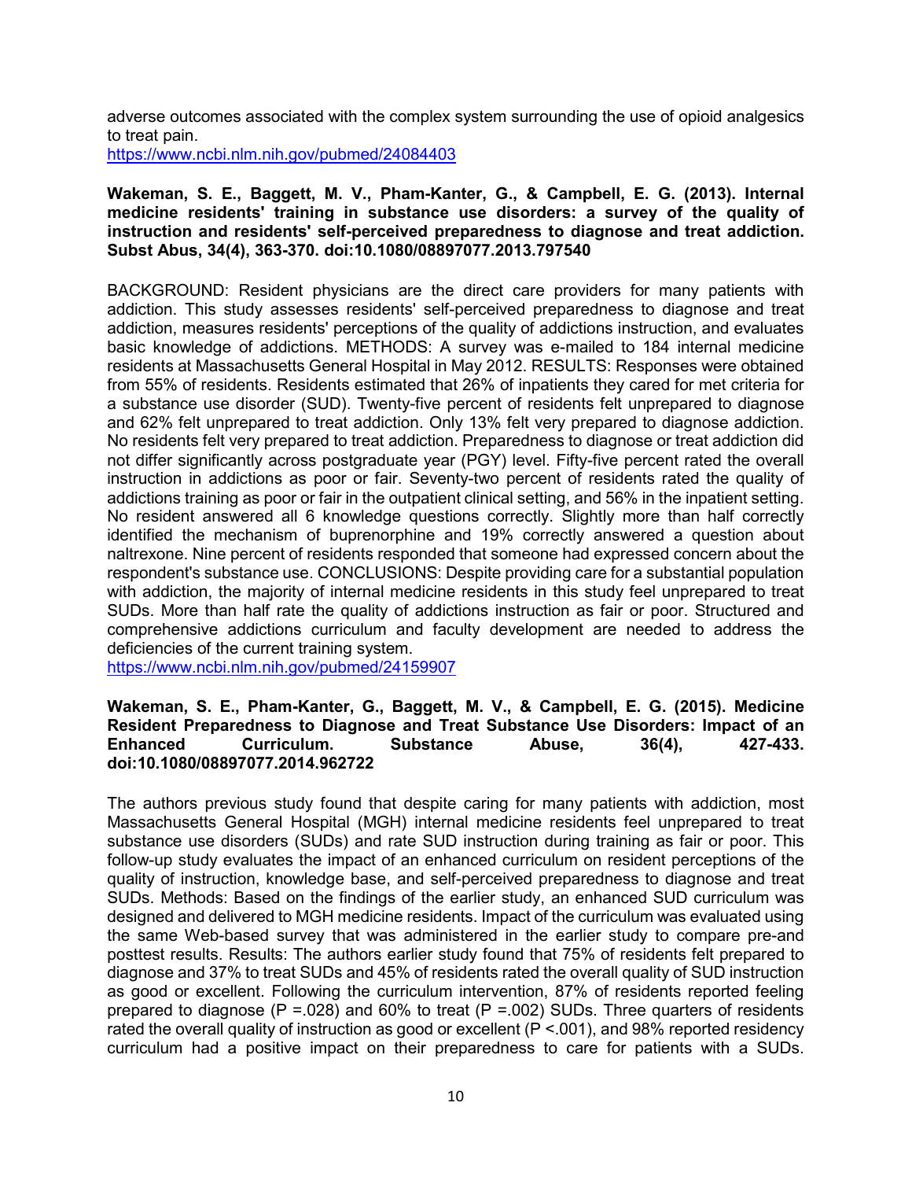adverse outcomes associated with the complex system surrounding the use of opioid analgesics to treat pain.
https://www.ncbi.nlm.nih.gov/pubmed/24084403

**Wakeman, S. E., Baggett, M. V., Pham-Kanter, G., & Campbell, E. G. (2013). Internal medicine residents' training in substance use disorders: a survey of the quality of instruction and residents' self-perceived preparedness to diagnose and treat addiction. Subst Abus, 34(4), 363-370. doi:10.1080/08897077.2013.797540**

BACKGROUND: Resident physicians are the direct care providers for many patients with addiction. This study assesses residents' self-perceived preparedness to diagnose and treat addiction, measures residents' perceptions of the quality of addictions instruction, and evaluates basic knowledge of addictions. METHODS: A survey was e-mailed to 184 internal medicine residents at Massachusetts General Hospital in May 2012. RESULTS: Responses were obtained from 55% of residents. Residents estimated that 26% of inpatients they cared for met criteria for a substance use disorder (SUD). Twenty-five percent of residents felt unprepared to diagnose and 62% felt unprepared to treat addiction. Only 13% felt very prepared to diagnose addiction. No residents felt very prepared to treat addiction. Preparedness to diagnose or treat addiction did not differ significantly across postgraduate year (PGY) level. Fifty-five percent rated the overall instruction in addictions as poor or fair. Seventy-two percent of residents rated the quality of addictions training as poor or fair in the outpatient clinical setting, and 56% in the inpatient setting. No resident answered all 6 knowledge questions correctly. Slightly more than half correctly identified the mechanism of buprenorphine and 19% correctly answered a question about naltrexone. Nine percent of residents responded that someone had expressed concern about the respondent's substance use. CONCLUSIONS: Despite providing care for a substantial population with addiction, the majority of internal medicine residents in this study feel unprepared to treat SUDs. More than half rate the quality of addictions instruction as fair or poor. Structured and comprehensive addictions curriculum and faculty development are needed to address the deficiencies of the current training system.
https://www.ncbi.nlm.nih.gov/pubmed/24159907

**Wakeman, S. E., Pham-Kanter, G., Baggett, M. V., & Campbell, E. G. (2015). Medicine Resident Preparedness to Diagnose and Treat Substance Use Disorders: Impact of an Enhanced Curriculum. Substance Abuse, 36(4), 427-433. doi:10.1080/08897077.2014.962722**

The authors previous study found that despite caring for many patients with addiction, most Massachusetts General Hospital (MGH) internal medicine residents feel unprepared to treat substance use disorders (SUDs) and rate SUD instruction during training as fair or poor. This follow-up study evaluates the impact of an enhanced curriculum on resident perceptions of the quality of instruction, knowledge base, and self-perceived preparedness to diagnose and treat SUDs. Methods: Based on the findings of the earlier study, an enhanced SUD curriculum was designed and delivered to MGH medicine residents. Impact of the curriculum was evaluated using the same Web-based survey that was administered in the earlier study to compare pre-and posttest results. Results: The authors earlier study found that 75% of residents felt prepared to diagnose and 37% to treat SUDs and 45% of residents rated the overall quality of SUD instruction as good or excellent. Following the curriculum intervention, 87% of residents reported feeling prepared to diagnose ($P = .028$) and 60% to treat ($P = .002$) SUDs. Three quarters of residents rated the overall quality of instruction as good or excellent ($P < .001$), and 98% reported residency curriculum had a positive impact on their preparedness to care for patients with a SUDs.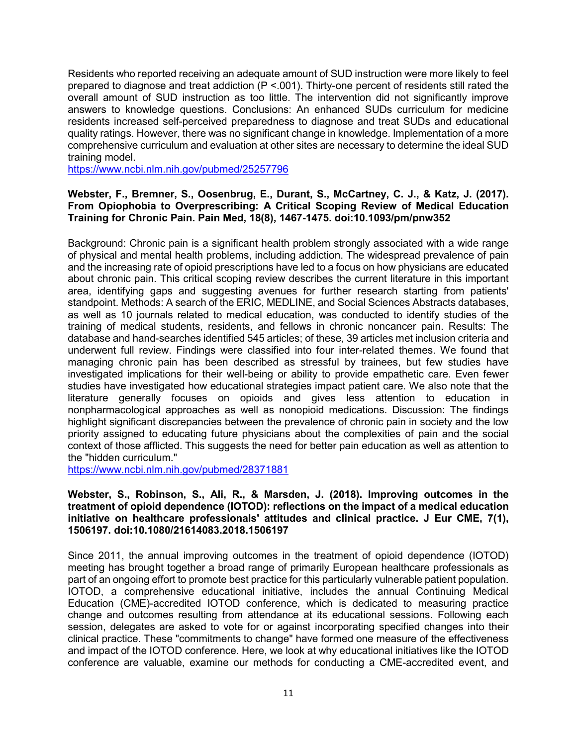Residents who reported receiving an adequate amount of SUD instruction were more likely to feel prepared to diagnose and treat addiction (P <.001). Thirty-one percent of residents still rated the overall amount of SUD instruction as too little. The intervention did not significantly improve answers to knowledge questions. Conclusions: An enhanced SUDs curriculum for medicine residents increased self-perceived preparedness to diagnose and treat SUDs and educational quality ratings. However, there was no significant change in knowledge. Implementation of a more comprehensive curriculum and evaluation at other sites are necessary to determine the ideal SUD training model.
https://www.ncbi.nlm.nih.gov/pubmed/25257796

**Webster, F., Bremner, S., Oosenbrug, E., Durant, S., McCartney, C. J., & Katz, J. (2017). From Opiophobia to Overprescribing: A Critical Scoping Review of Medical Education Training for Chronic Pain. Pain Med, 18(8), 1467-1475. doi:10.1093/pm/pnw352**

Background: Chronic pain is a significant health problem strongly associated with a wide range of physical and mental health problems, including addiction. The widespread prevalence of pain and the increasing rate of opioid prescriptions have led to a focus on how physicians are educated about chronic pain. This critical scoping review describes the current literature in this important area, identifying gaps and suggesting avenues for further research starting from patients' standpoint. Methods: A search of the ERIC, MEDLINE, and Social Sciences Abstracts databases, as well as 10 journals related to medical education, was conducted to identify studies of the training of medical students, residents, and fellows in chronic noncancer pain. Results: The database and hand-searches identified 545 articles; of these, 39 articles met inclusion criteria and underwent full review. Findings were classified into four inter-related themes. We found that managing chronic pain has been described as stressful by trainees, but few studies have investigated implications for their well-being or ability to provide empathetic care. Even fewer studies have investigated how educational strategies impact patient care. We also note that the literature generally focuses on opioids and gives less attention to education in nonpharmacological approaches as well as nonopioid medications. Discussion: The findings highlight significant discrepancies between the prevalence of chronic pain in society and the low priority assigned to educating future physicians about the complexities of pain and the social context of those afflicted. This suggests the need for better pain education as well as attention to the "hidden curriculum."
https://www.ncbi.nlm.nih.gov/pubmed/28371881

**Webster, S., Robinson, S., Ali, R., & Marsden, J. (2018). Improving outcomes in the treatment of opioid dependence (IOTOD): reflections on the impact of a medical education initiative on healthcare professionals' attitudes and clinical practice. J Eur CME, 7(1), 1506197. doi:10.1080/21614083.2018.1506197**

Since 2011, the annual improving outcomes in the treatment of opioid dependence (IOTOD) meeting has brought together a broad range of primarily European healthcare professionals as part of an ongoing effort to promote best practice for this particularly vulnerable patient population. IOTOD, a comprehensive educational initiative, includes the annual Continuing Medical Education (CME)-accredited IOTOD conference, which is dedicated to measuring practice change and outcomes resulting from attendance at its educational sessions. Following each session, delegates are asked to vote for or against incorporating specified changes into their clinical practice. These "commitments to change" have formed one measure of the effectiveness and impact of the IOTOD conference. Here, we look at why educational initiatives like the IOTOD conference are valuable, examine our methods for conducting a CME-accredited event, and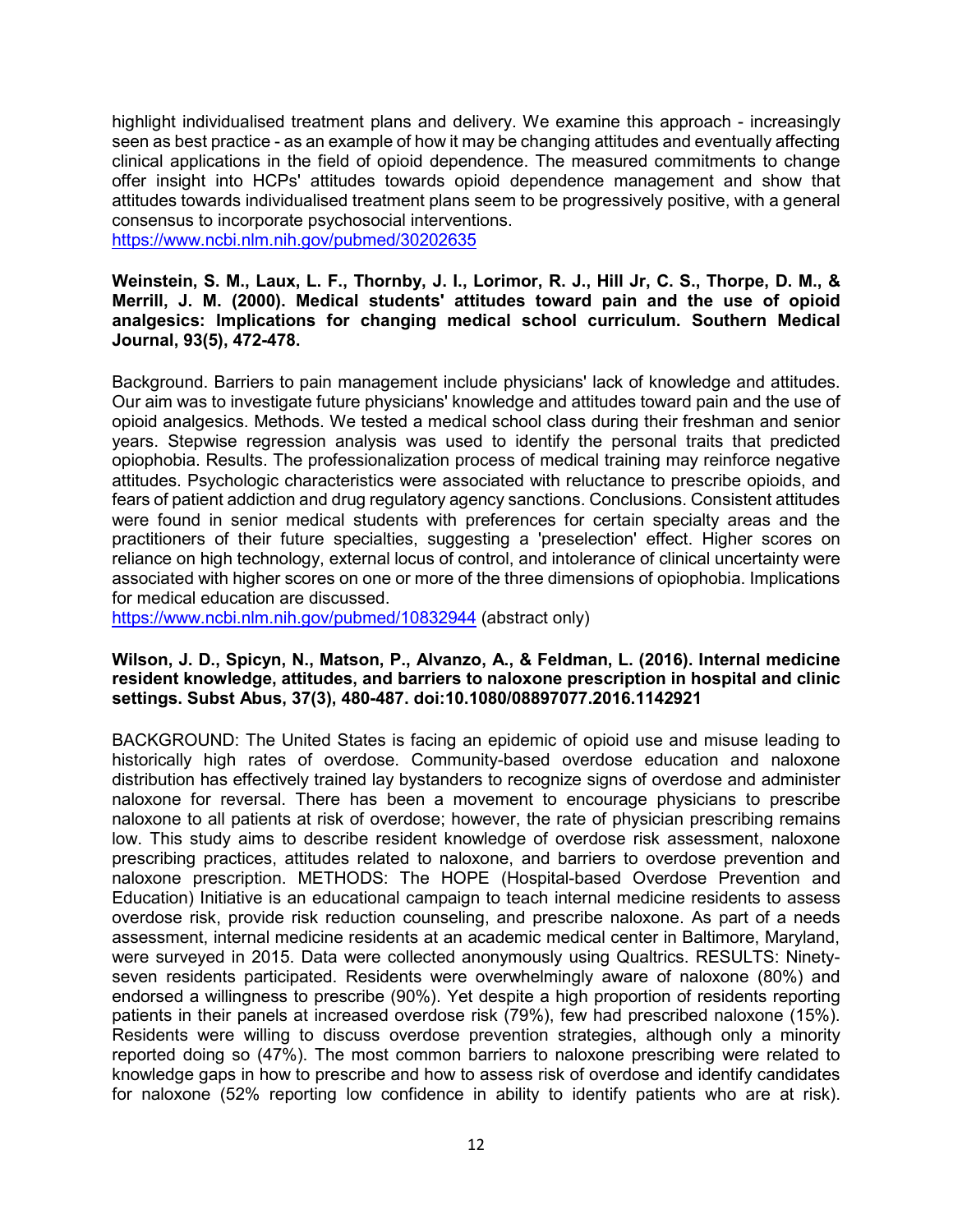highlight individualised treatment plans and delivery. We examine this approach - increasingly seen as best practice - as an example of how it may be changing attitudes and eventually affecting clinical applications in the field of opioid dependence. The measured commitments to change offer insight into HCPs' attitudes towards opioid dependence management and show that attitudes towards individualised treatment plans seem to be progressively positive, with a general consensus to incorporate psychosocial interventions.
https://www.ncbi.nlm.nih.gov/pubmed/30202635

**Weinstein, S. M., Laux, L. F., Thornby, J. I., Lorimor, R. J., Hill Jr, C. S., Thorpe, D. M., & Merrill, J. M. (2000). Medical students' attitudes toward pain and the use of opioid analgesics: Implications for changing medical school curriculum. Southern Medical Journal, 93(5), 472-478.**

Background. Barriers to pain management include physicians' lack of knowledge and attitudes. Our aim was to investigate future physicians' knowledge and attitudes toward pain and the use of opioid analgesics. Methods. We tested a medical school class during their freshman and senior years. Stepwise regression analysis was used to identify the personal traits that predicted opiophobia. Results. The professionalization process of medical training may reinforce negative attitudes. Psychologic characteristics were associated with reluctance to prescribe opioids, and fears of patient addiction and drug regulatory agency sanctions. Conclusions. Consistent attitudes were found in senior medical students with preferences for certain specialty areas and the practitioners of their future specialties, suggesting a 'preselection' effect. Higher scores on reliance on high technology, external locus of control, and intolerance of clinical uncertainty were associated with higher scores on one or more of the three dimensions of opiophobia. Implications for medical education are discussed.
https://www.ncbi.nlm.nih.gov/pubmed/10832944 (abstract only)

**Wilson, J. D., Spicyn, N., Matson, P., Alvanzo, A., & Feldman, L. (2016). Internal medicine resident knowledge, attitudes, and barriers to naloxone prescription in hospital and clinic settings. Subst Abus, 37(3), 480-487. doi:10.1080/08897077.2016.1142921**

BACKGROUND: The United States is facing an epidemic of opioid use and misuse leading to historically high rates of overdose. Community-based overdose education and naloxone distribution has effectively trained lay bystanders to recognize signs of overdose and administer naloxone for reversal. There has been a movement to encourage physicians to prescribe naloxone to all patients at risk of overdose; however, the rate of physician prescribing remains low. This study aims to describe resident knowledge of overdose risk assessment, naloxone prescribing practices, attitudes related to naloxone, and barriers to overdose prevention and naloxone prescription. METHODS: The HOPE (Hospital-based Overdose Prevention and Education) Initiative is an educational campaign to teach internal medicine residents to assess overdose risk, provide risk reduction counseling, and prescribe naloxone. As part of a needs assessment, internal medicine residents at an academic medical center in Baltimore, Maryland, were surveyed in 2015. Data were collected anonymously using Qualtrics. RESULTS: Ninety-seven residents participated. Residents were overwhelmingly aware of naloxone (80%) and endorsed a willingness to prescribe (90%). Yet despite a high proportion of residents reporting patients in their panels at increased overdose risk (79%), few had prescribed naloxone (15%). Residents were willing to discuss overdose prevention strategies, although only a minority reported doing so (47%). The most common barriers to naloxone prescribing were related to knowledge gaps in how to prescribe and how to assess risk of overdose and identify candidates for naloxone (52% reporting low confidence in ability to identify patients who are at risk).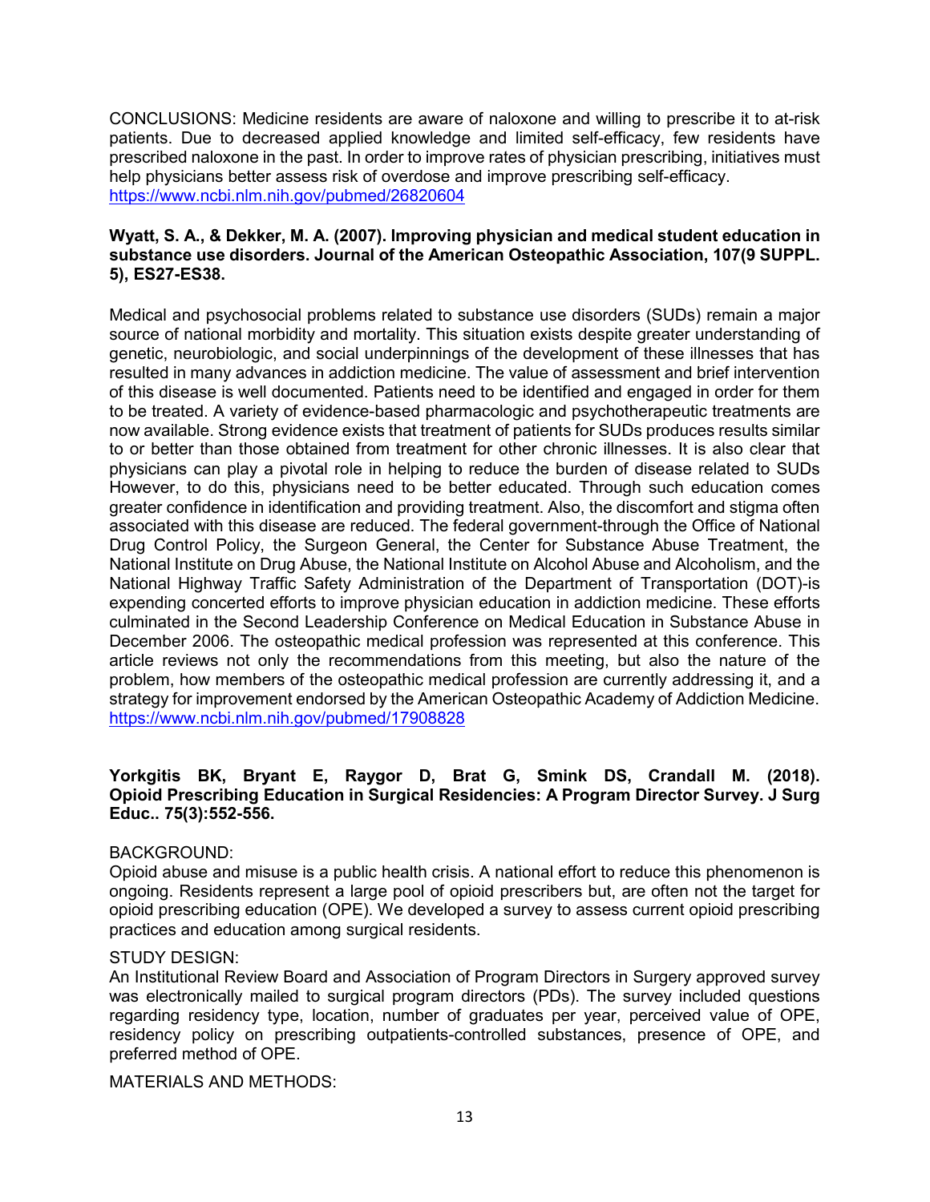CONCLUSIONS: Medicine residents are aware of naloxone and willing to prescribe it to at-risk patients. Due to decreased applied knowledge and limited self-efficacy, few residents have prescribed naloxone in the past. In order to improve rates of physician prescribing, initiatives must help physicians better assess risk of overdose and improve prescribing self-efficacy.
https://www.ncbi.nlm.nih.gov/pubmed/26820604

**Wyatt, S. A., & Dekker, M. A. (2007). Improving physician and medical student education in substance use disorders. Journal of the American Osteopathic Association, 107(9 SUPPL. 5), ES27-ES38.**

Medical and psychosocial problems related to substance use disorders (SUDs) remain a major source of national morbidity and mortality. This situation exists despite greater understanding of genetic, neurobiologic, and social underpinnings of the development of these illnesses that has resulted in many advances in addiction medicine. The value of assessment and brief intervention of this disease is well documented. Patients need to be identified and engaged in order for them to be treated. A variety of evidence-based pharmacologic and psychotherapeutic treatments are now available. Strong evidence exists that treatment of patients for SUDs produces results similar to or better than those obtained from treatment for other chronic illnesses. It is also clear that physicians can play a pivotal role in helping to reduce the burden of disease related to SUDs However, to do this, physicians need to be better educated. Through such education comes greater confidence in identification and providing treatment. Also, the discomfort and stigma often associated with this disease are reduced. The federal government-through the Office of National Drug Control Policy, the Surgeon General, the Center for Substance Abuse Treatment, the National Institute on Drug Abuse, the National Institute on Alcohol Abuse and Alcoholism, and the National Highway Traffic Safety Administration of the Department of Transportation (DOT)-is expending concerted efforts to improve physician education in addiction medicine. These efforts culminated in the Second Leadership Conference on Medical Education in Substance Abuse in December 2006. The osteopathic medical profession was represented at this conference. This article reviews not only the recommendations from this meeting, but also the nature of the problem, how members of the osteopathic medical profession are currently addressing it, and a strategy for improvement endorsed by the American Osteopathic Academy of Addiction Medicine.
https://www.ncbi.nlm.nih.gov/pubmed/17908828

**Yorkgitis BK, Bryant E, Raygor D, Brat G, Smink DS, Crandall M. (2018). Opioid Prescribing Education in Surgical Residencies: A Program Director Survey. J Surg Educ.. 75(3):552-556.**

BACKGROUND:
Opioid abuse and misuse is a public health crisis. A national effort to reduce this phenomenon is ongoing. Residents represent a large pool of opioid prescribers but, are often not the target for opioid prescribing education (OPE). We developed a survey to assess current opioid prescribing practices and education among surgical residents.

STUDY DESIGN:
An Institutional Review Board and Association of Program Directors in Surgery approved survey was electronically mailed to surgical program directors (PDs). The survey included questions regarding residency type, location, number of graduates per year, perceived value of OPE, residency policy on prescribing outpatients-controlled substances, presence of OPE, and preferred method of OPE.

MATERIALS AND METHODS: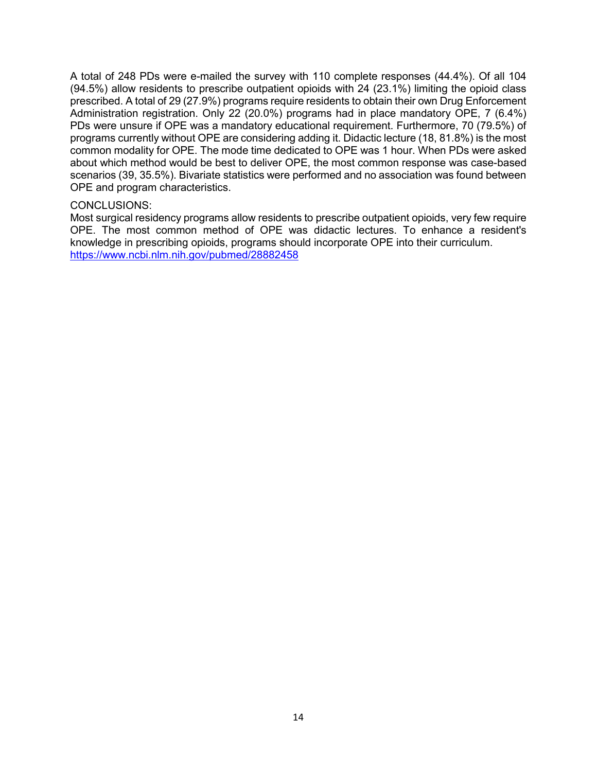A total of 248 PDs were e-mailed the survey with 110 complete responses (44.4%). Of all 104 (94.5%) allow residents to prescribe outpatient opioids with 24 (23.1%) limiting the opioid class prescribed. A total of 29 (27.9%) programs require residents to obtain their own Drug Enforcement Administration registration. Only 22 (20.0%) programs had in place mandatory OPE, 7 (6.4%) PDs were unsure if OPE was a mandatory educational requirement. Furthermore, 70 (79.5%) of programs currently without OPE are considering adding it. Didactic lecture (18, 81.8%) is the most common modality for OPE. The mode time dedicated to OPE was 1 hour. When PDs were asked about which method would be best to deliver OPE, the most common response was case-based scenarios (39, 35.5%). Bivariate statistics were performed and no association was found between OPE and program characteristics.

CONCLUSIONS:

Most surgical residency programs allow residents to prescribe outpatient opioids, very few require OPE. The most common method of OPE was didactic lectures. To enhance a resident's knowledge in prescribing opioids, programs should incorporate OPE into their curriculum.
https://www.ncbi.nlm.nih.gov/pubmed/28882458